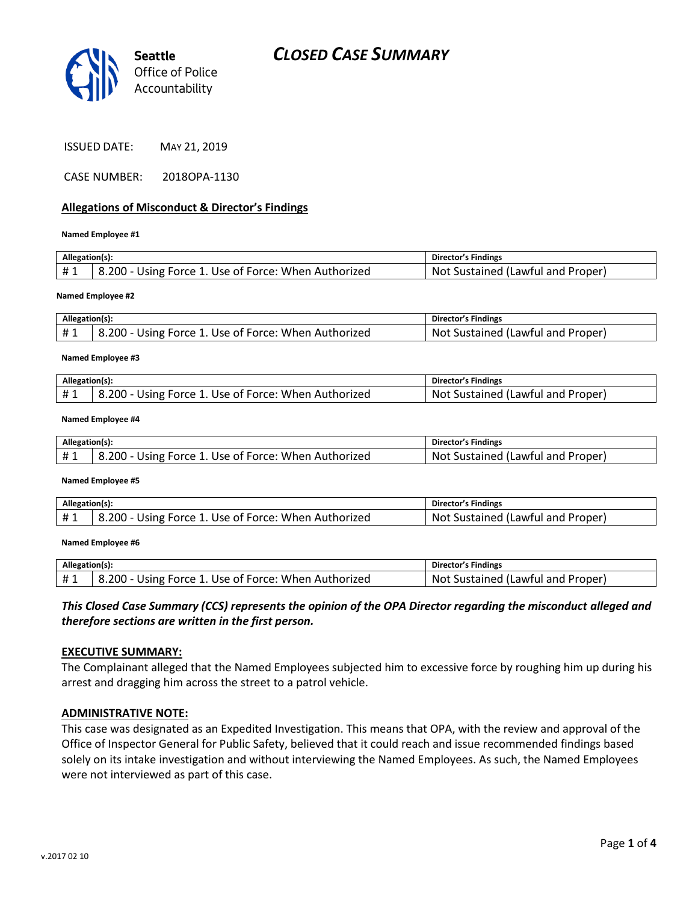Seattle Office of Police Accountability

# CLOSED CASE SUMMARY

ISSUED DATE: MAY 21, 2019

CASE NUMBER: 2018OPA-1130

## Allegations of Misconduct & Director's Findings

**Named Employee #1**

| Allegation(s): | | Director's Findings |
|---|---|---|
| # 1 | 8.200 - Using Force 1. Use of Force: When Authorized | Not Sustained (Lawful and Proper) |

**Named Employee #2**

| Allegation(s): | | Director's Findings |
|---|---|---|
| # 1 | 8.200 - Using Force 1. Use of Force: When Authorized | Not Sustained (Lawful and Proper) |

**Named Employee #3**

| Allegation(s): | | Director's Findings |
|---|---|---|
| # 1 | 8.200 - Using Force 1. Use of Force: When Authorized | Not Sustained (Lawful and Proper) |

**Named Employee #4**

| Allegation(s): | | Director's Findings |
|---|---|---|
| # 1 | 8.200 - Using Force 1. Use of Force: When Authorized | Not Sustained (Lawful and Proper) |

**Named Employee #5**

| Allegation(s): | | Director's Findings |
|---|---|---|
| # 1 | 8.200 - Using Force 1. Use of Force: When Authorized | Not Sustained (Lawful and Proper) |

**Named Employee #6**

| Allegation(s): | | Director's Findings |
|---|---|---|
| # 1 | 8.200 - Using Force 1. Use of Force: When Authorized | Not Sustained (Lawful and Proper) |

***This Closed Case Summary (CCS) represents the opinion of the OPA Director regarding the misconduct alleged and therefore sections are written in the first person.***

## EXECUTIVE SUMMARY:

The Complainant alleged that the Named Employees subjected him to excessive force by roughing him up during his arrest and dragging him across the street to a patrol vehicle.

## ADMINISTRATIVE NOTE:

This case was designated as an Expedited Investigation. This means that OPA, with the review and approval of the Office of Inspector General for Public Safety, believed that it could reach and issue recommended findings based solely on its intake investigation and without interviewing the Named Employees. As such, the Named Employees were not interviewed as part of this case.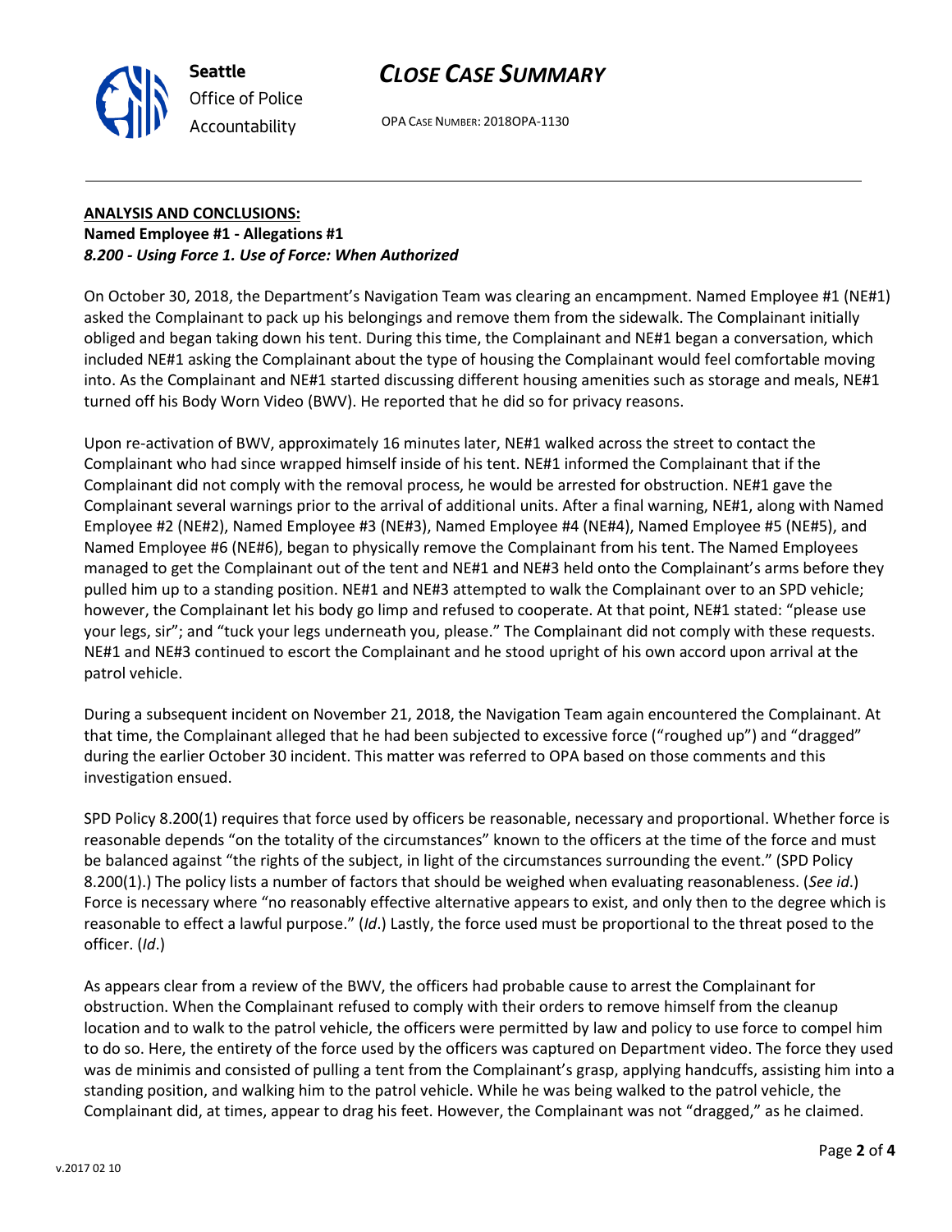**ANALYSIS AND CONCLUSIONS:**

**Named Employee #1 - Allegations #1**

***8.200 - Using Force 1. Use of Force: When Authorized***

On October 30, 2018, the Department's Navigation Team was clearing an encampment. Named Employee #1 (NE#1) asked the Complainant to pack up his belongings and remove them from the sidewalk. The Complainant initially obliged and began taking down his tent. During this time, the Complainant and NE#1 began a conversation, which included NE#1 asking the Complainant about the type of housing the Complainant would feel comfortable moving into. As the Complainant and NE#1 started discussing different housing amenities such as storage and meals, NE#1 turned off his Body Worn Video (BWV). He reported that he did so for privacy reasons.

Upon re-activation of BWV, approximately 16 minutes later, NE#1 walked across the street to contact the Complainant who had since wrapped himself inside of his tent. NE#1 informed the Complainant that if the Complainant did not comply with the removal process, he would be arrested for obstruction. NE#1 gave the Complainant several warnings prior to the arrival of additional units. After a final warning, NE#1, along with Named Employee #2 (NE#2), Named Employee #3 (NE#3), Named Employee #4 (NE#4), Named Employee #5 (NE#5), and Named Employee #6 (NE#6), began to physically remove the Complainant from his tent. The Named Employees managed to get the Complainant out of the tent and NE#1 and NE#3 held onto the Complainant's arms before they pulled him up to a standing position. NE#1 and NE#3 attempted to walk the Complainant over to an SPD vehicle; however, the Complainant let his body go limp and refused to cooperate. At that point, NE#1 stated: "please use your legs, sir"; and "tuck your legs underneath you, please." The Complainant did not comply with these requests. NE#1 and NE#3 continued to escort the Complainant and he stood upright of his own accord upon arrival at the patrol vehicle.

During a subsequent incident on November 21, 2018, the Navigation Team again encountered the Complainant. At that time, the Complainant alleged that he had been subjected to excessive force ("roughed up") and "dragged" during the earlier October 30 incident. This matter was referred to OPA based on those comments and this investigation ensued.

SPD Policy 8.200(1) requires that force used by officers be reasonable, necessary and proportional. Whether force is reasonable depends "on the totality of the circumstances" known to the officers at the time of the force and must be balanced against "the rights of the subject, in light of the circumstances surrounding the event." (SPD Policy 8.200(1).) The policy lists a number of factors that should be weighed when evaluating reasonableness. (*See id*.) Force is necessary where "no reasonably effective alternative appears to exist, and only then to the degree which is reasonable to effect a lawful purpose." (*Id*.) Lastly, the force used must be proportional to the threat posed to the officer. (*Id*.)

As appears clear from a review of the BWV, the officers had probable cause to arrest the Complainant for obstruction. When the Complainant refused to comply with their orders to remove himself from the cleanup location and to walk to the patrol vehicle, the officers were permitted by law and policy to use force to compel him to do so. Here, the entirety of the force used by the officers was captured on Department video. The force they used was de minimis and consisted of pulling a tent from the Complainant's grasp, applying handcuffs, assisting him into a standing position, and walking him to the patrol vehicle. While he was being walked to the patrol vehicle, the Complainant did, at times, appear to drag his feet. However, the Complainant was not "dragged," as he claimed.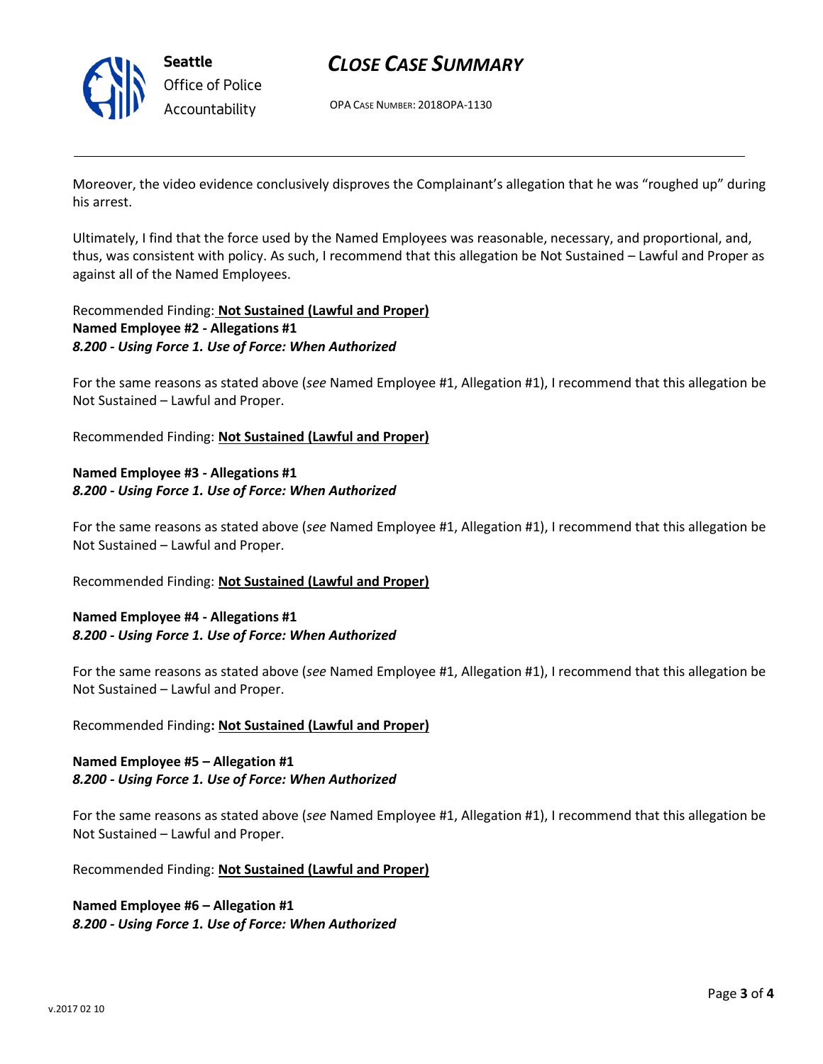Moreover, the video evidence conclusively disproves the Complainant's allegation that he was "roughed up" during his arrest.

Ultimately, I find that the force used by the Named Employees was reasonable, necessary, and proportional, and, thus, was consistent with policy. As such, I recommend that this allegation be Not Sustained – Lawful and Proper as against all of the Named Employees.

Recommended Finding: **Not Sustained (Lawful and Proper)**

**Named Employee #2 - Allegations #1**
***8.200 - Using Force 1. Use of Force: When Authorized***

For the same reasons as stated above (*see* Named Employee #1, Allegation #1), I recommend that this allegation be Not Sustained – Lawful and Proper.

Recommended Finding: **Not Sustained (Lawful and Proper)**

**Named Employee #3 - Allegations #1**
***8.200 - Using Force 1. Use of Force: When Authorized***

For the same reasons as stated above (*see* Named Employee #1, Allegation #1), I recommend that this allegation be Not Sustained – Lawful and Proper.

Recommended Finding: **Not Sustained (Lawful and Proper)**

**Named Employee #4 - Allegations #1**
***8.200 - Using Force 1. Use of Force: When Authorized***

For the same reasons as stated above (*see* Named Employee #1, Allegation #1), I recommend that this allegation be Not Sustained – Lawful and Proper.

Recommended Finding**: Not Sustained (Lawful and Proper)**

**Named Employee #5 – Allegation #1**
***8.200 - Using Force 1. Use of Force: When Authorized***

For the same reasons as stated above (*see* Named Employee #1, Allegation #1), I recommend that this allegation be Not Sustained – Lawful and Proper.

Recommended Finding: **Not Sustained (Lawful and Proper)**

**Named Employee #6 – Allegation #1**
***8.200 - Using Force 1. Use of Force: When Authorized***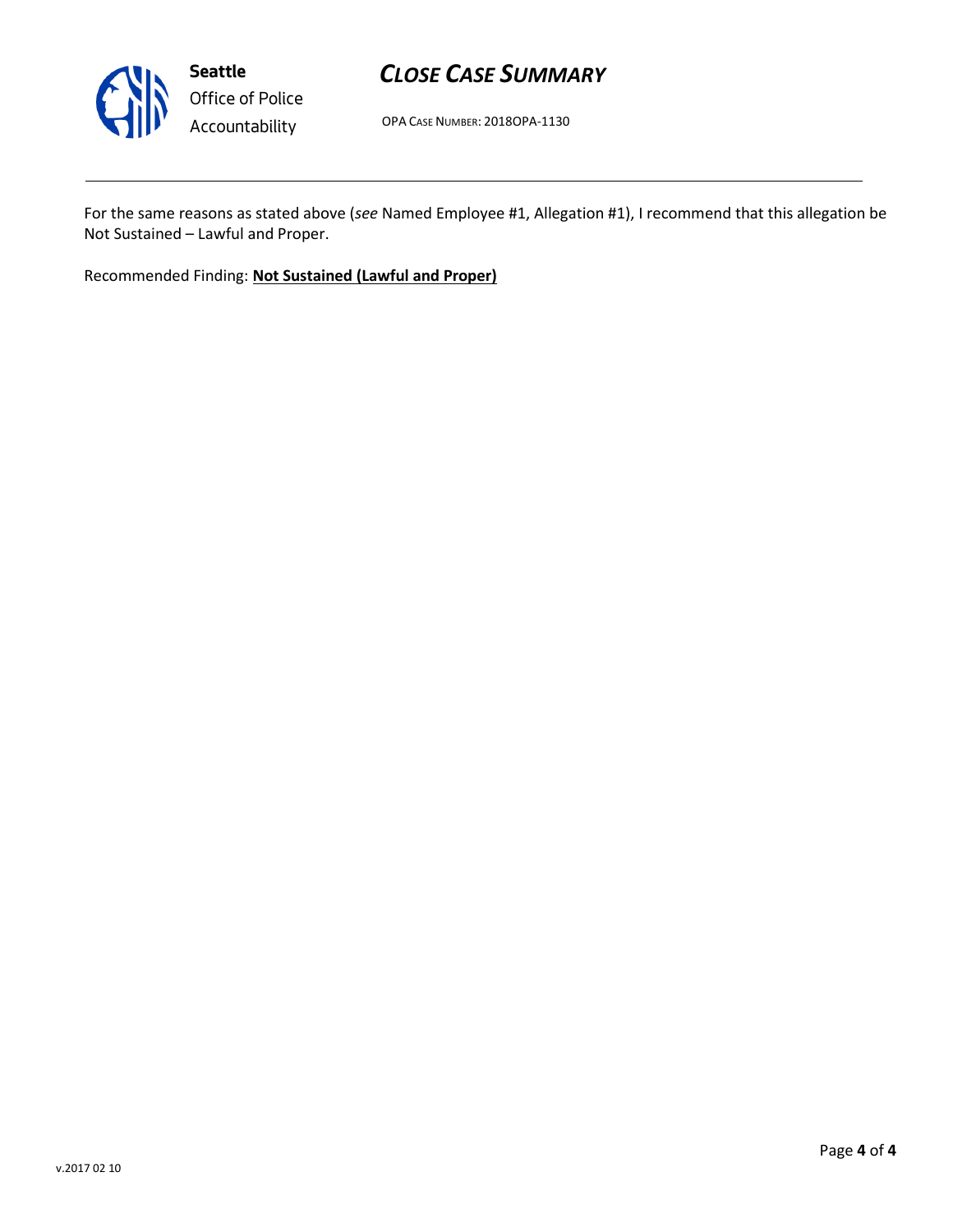For the same reasons as stated above (*see* Named Employee #1, Allegation #1), I recommend that this allegation be Not Sustained – Lawful and Proper.

Recommended Finding: **Not Sustained (Lawful and Proper)**